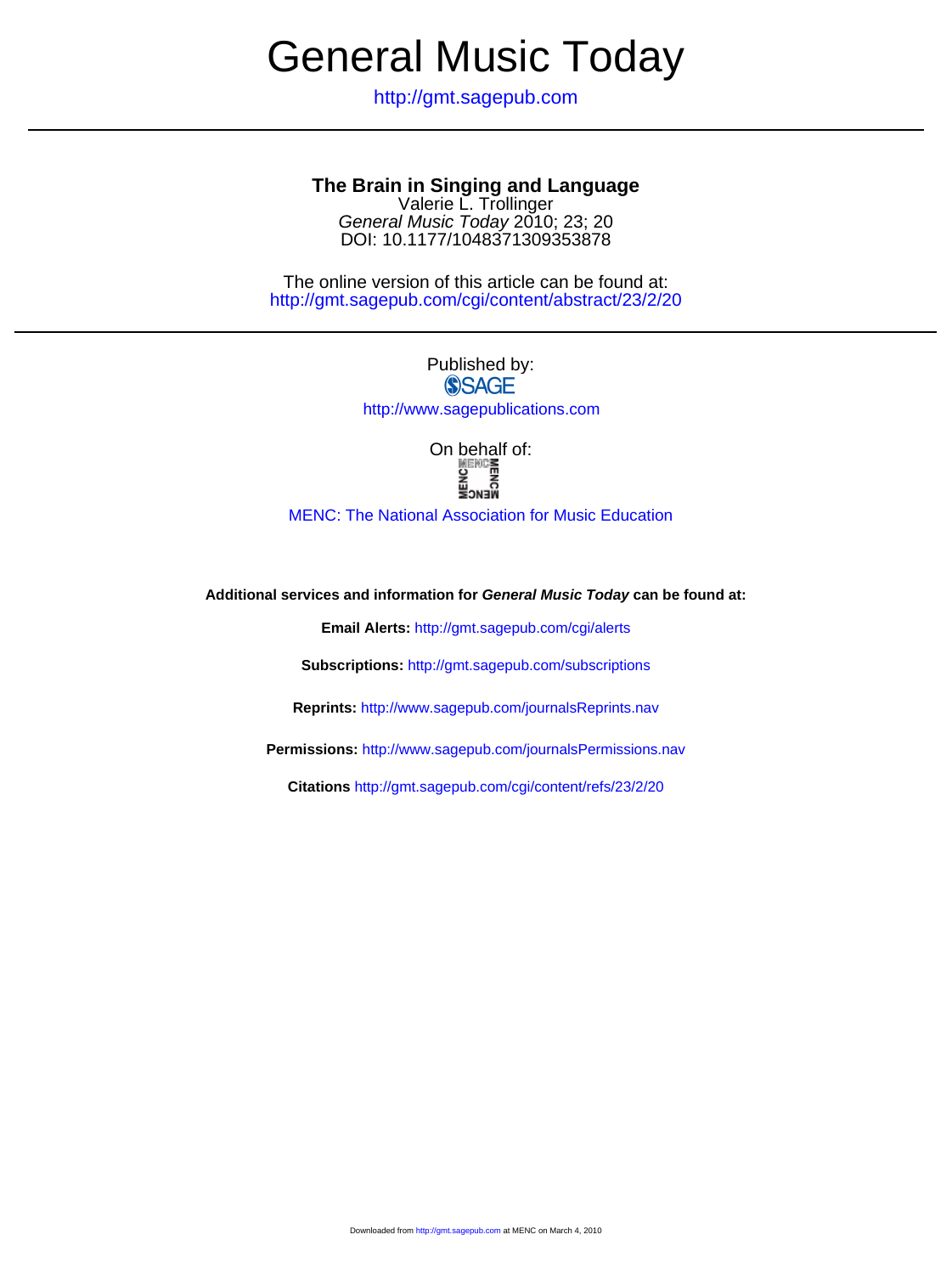# General Music Today

http://gmt.sagepub.com

---

## The Brain in Singing and Language

Valerie L. Trollinger
*General Music Today* 2010; 23; 20
DOI: 10.1177/1048371309353878

The online version of this article can be found at:
http://gmt.sagepub.com/cgi/content/abstract/23/2/20

---

Published by:
SAGE
http://www.sagepublications.com

On behalf of:
MENC

MENC: The National Association for Music Education

**Additional services and information for *General Music Today* can be found at:**

**Email Alerts:** http://gmt.sagepub.com/cgi/alerts

**Subscriptions:** http://gmt.sagepub.com/subscriptions

**Reprints:** http://www.sagepub.com/journalsReprints.nav

**Permissions:** http://www.sagepub.com/journalsPermissions.nav

**Citations** http://gmt.sagepub.com/cgi/content/refs/23/2/20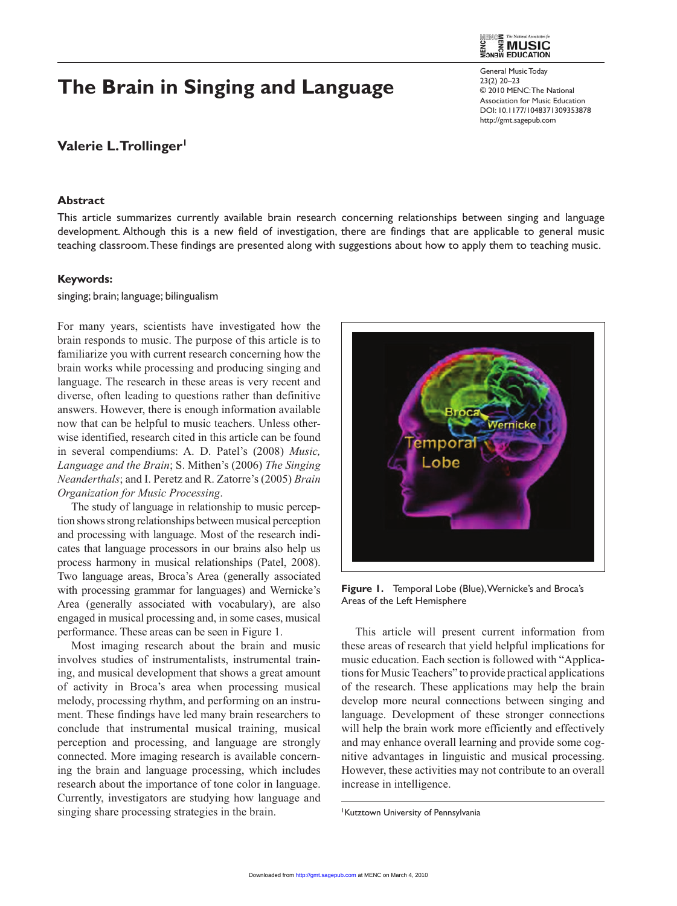# The Brain in Singing and Language

## Valerie L. Trollinger[1]

### Abstract

This article summarizes currently available brain research concerning relationships between singing and language development. Although this is a new field of investigation, there are findings that are applicable to general music teaching classroom. These findings are presented along with suggestions about how to apply them to teaching music.

### Keywords:

singing; brain; language; bilingualism

For many years, scientists have investigated how the brain responds to music. The purpose of this article is to familiarize you with current research concerning how the brain works while processing and producing singing and language. The research in these areas is very recent and diverse, often leading to questions rather than definitive answers. However, there is enough information available now that can be helpful to music teachers. Unless otherwise identified, research cited in this article can be found in several compendiums: A. D. Patel's (2008) *Music, Language and the Brain*; S. Mithen's (2006) *The Singing Neanderthals*; and I. Peretz and R. Zatorre's (2005) *Brain Organization for Music Processing*.

The study of language in relationship to music perception shows strong relationships between musical perception and processing with language. Most of the research indicates that language processors in our brains also help us process harmony in musical relationships (Patel, 2008). Two language areas, Broca's Area (generally associated with processing grammar for languages) and Wernicke's Area (generally associated with vocabulary), are also engaged in musical processing and, in some cases, musical performance. These areas can be seen in Figure 1.

Most imaging research about the brain and music involves studies of instrumentalists, instrumental training, and musical development that shows a great amount of activity in Broca's area when processing musical melody, processing rhythm, and performing on an instrument. These findings have led many brain researchers to conclude that instrumental musical training, musical perception and processing, and language are strongly connected. More imaging research is available concerning the brain and language processing, which includes research about the importance of tone color in language. Currently, investigators are studying how language and singing share processing strategies in the brain.

**Figure 1.** Temporal Lobe (Blue), Wernicke's and Broca's Areas of the Left Hemisphere

This article will present current information from these areas of research that yield helpful implications for music education. Each section is followed with "Applications for Music Teachers" to provide practical applications of the research. These applications may help the brain develop more neural connections between singing and language. Development of these stronger connections will help the brain work more efficiently and effectively and may enhance overall learning and provide some cognitive advantages in linguistic and musical processing. However, these activities may not contribute to an overall increase in intelligence.

[1]Kutztown University of Pennsylvania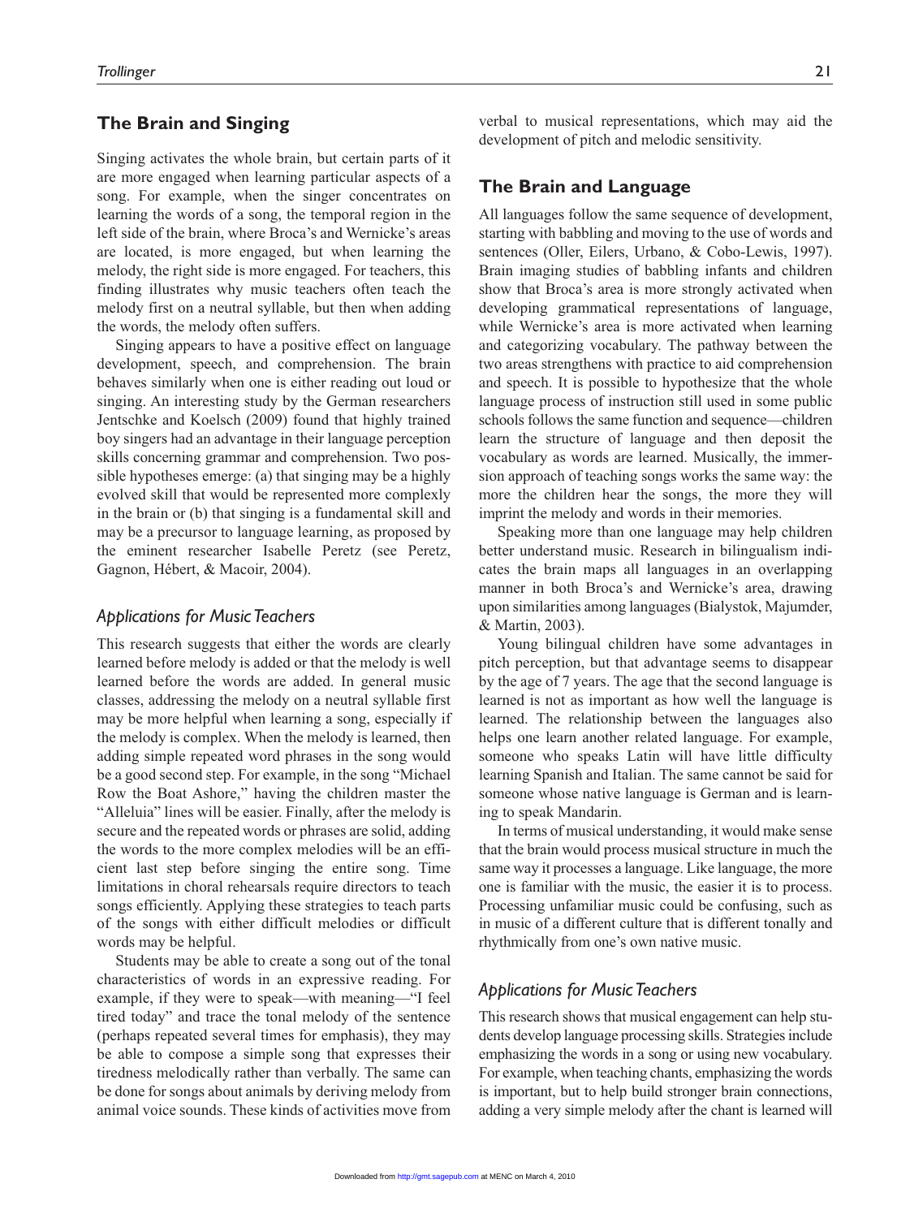## The Brain and Singing

Singing activates the whole brain, but certain parts of it are more engaged when learning particular aspects of a song. For example, when the singer concentrates on learning the words of a song, the temporal region in the left side of the brain, where Broca's and Wernicke's areas are located, is more engaged, but when learning the melody, the right side is more engaged. For teachers, this finding illustrates why music teachers often teach the melody first on a neutral syllable, but then when adding the words, the melody often suffers.

Singing appears to have a positive effect on language development, speech, and comprehension. The brain behaves similarly when one is either reading out loud or singing. An interesting study by the German researchers Jentschke and Koelsch (2009) found that highly trained boy singers had an advantage in their language perception skills concerning grammar and comprehension. Two possible hypotheses emerge: (a) that singing may be a highly evolved skill that would be represented more complexly in the brain or (b) that singing is a fundamental skill and may be a precursor to language learning, as proposed by the eminent researcher Isabelle Peretz (see Peretz, Gagnon, Hébert, & Macoir, 2004).

### *Applications for Music Teachers*

This research suggests that either the words are clearly learned before melody is added or that the melody is well learned before the words are added. In general music classes, addressing the melody on a neutral syllable first may be more helpful when learning a song, especially if the melody is complex. When the melody is learned, then adding simple repeated word phrases in the song would be a good second step. For example, in the song "Michael Row the Boat Ashore," having the children master the "Alleluia" lines will be easier. Finally, after the melody is secure and the repeated words or phrases are solid, adding the words to the more complex melodies will be an efficient last step before singing the entire song. Time limitations in choral rehearsals require directors to teach songs efficiently. Applying these strategies to teach parts of the songs with either difficult melodies or difficult words may be helpful.

Students may be able to create a song out of the tonal characteristics of words in an expressive reading. For example, if they were to speak—with meaning—"I feel tired today" and trace the tonal melody of the sentence (perhaps repeated several times for emphasis), they may be able to compose a simple song that expresses their tiredness melodically rather than verbally. The same can be done for songs about animals by deriving melody from animal voice sounds. These kinds of activities move from verbal to musical representations, which may aid the development of pitch and melodic sensitivity.

## The Brain and Language

All languages follow the same sequence of development, starting with babbling and moving to the use of words and sentences (Oller, Eilers, Urbano, & Cobo-Lewis, 1997). Brain imaging studies of babbling infants and children show that Broca's area is more strongly activated when developing grammatical representations of language, while Wernicke's area is more activated when learning and categorizing vocabulary. The pathway between the two areas strengthens with practice to aid comprehension and speech. It is possible to hypothesize that the whole language process of instruction still used in some public schools follows the same function and sequence—children learn the structure of language and then deposit the vocabulary as words are learned. Musically, the immersion approach of teaching songs works the same way: the more the children hear the songs, the more they will imprint the melody and words in their memories.

Speaking more than one language may help children better understand music. Research in bilingualism indicates the brain maps all languages in an overlapping manner in both Broca's and Wernicke's area, drawing upon similarities among languages (Bialystok, Majumder, & Martin, 2003).

Young bilingual children have some advantages in pitch perception, but that advantage seems to disappear by the age of 7 years. The age that the second language is learned is not as important as how well the language is learned. The relationship between the languages also helps one learn another related language. For example, someone who speaks Latin will have little difficulty learning Spanish and Italian. The same cannot be said for someone whose native language is German and is learning to speak Mandarin.

In terms of musical understanding, it would make sense that the brain would process musical structure in much the same way it processes a language. Like language, the more one is familiar with the music, the easier it is to process. Processing unfamiliar music could be confusing, such as in music of a different culture that is different tonally and rhythmically from one's own native music.

### *Applications for Music Teachers*

This research shows that musical engagement can help students develop language processing skills. Strategies include emphasizing the words in a song or using new vocabulary. For example, when teaching chants, emphasizing the words is important, but to help build stronger brain connections, adding a very simple melody after the chant is learned will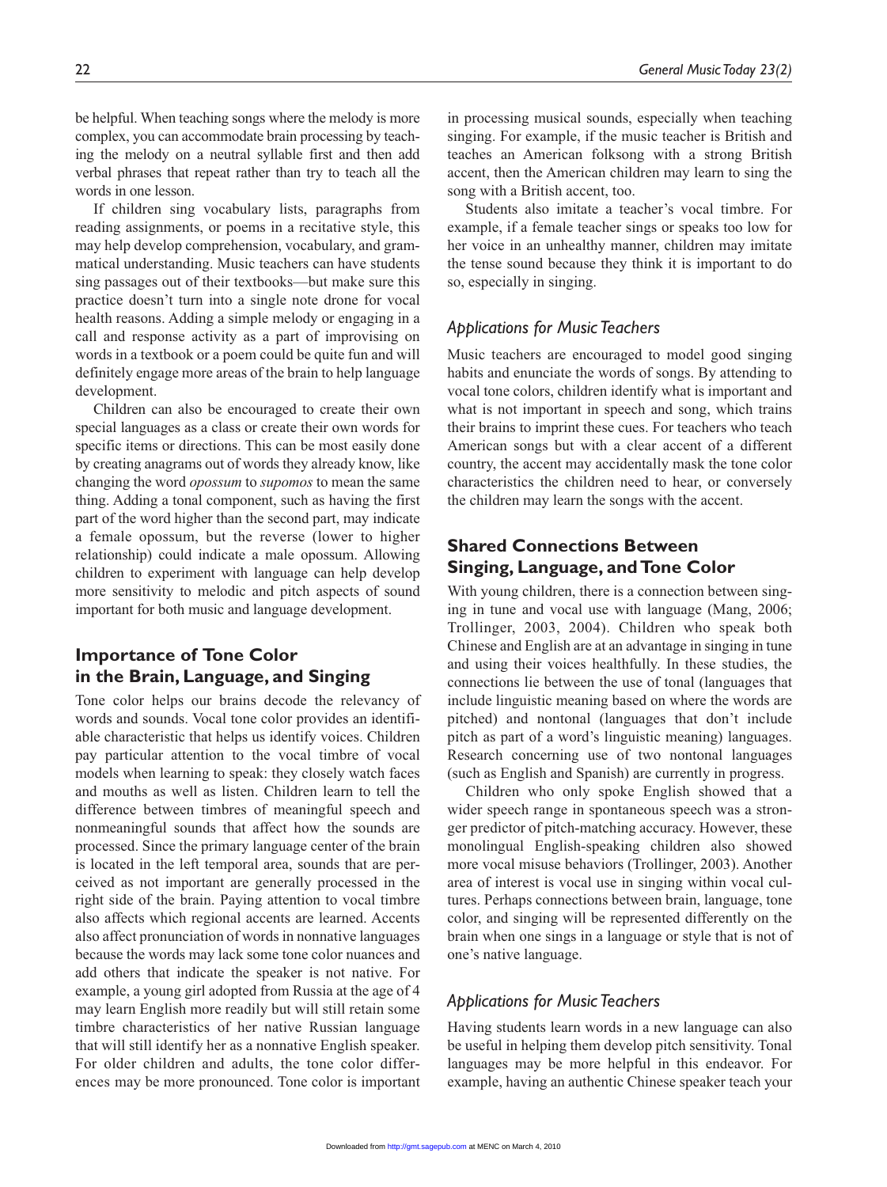be helpful. When teaching songs where the melody is more complex, you can accommodate brain processing by teaching the melody on a neutral syllable first and then add verbal phrases that repeat rather than try to teach all the words in one lesson.

If children sing vocabulary lists, paragraphs from reading assignments, or poems in a recitative style, this may help develop comprehension, vocabulary, and grammatical understanding. Music teachers can have students sing passages out of their textbooks—but make sure this practice doesn't turn into a single note drone for vocal health reasons. Adding a simple melody or engaging in a call and response activity as a part of improvising on words in a textbook or a poem could be quite fun and will definitely engage more areas of the brain to help language development.

Children can also be encouraged to create their own special languages as a class or create their own words for specific items or directions. This can be most easily done by creating anagrams out of words they already know, like changing the word *opossum* to *supomos* to mean the same thing. Adding a tonal component, such as having the first part of the word higher than the second part, may indicate a female opossum, but the reverse (lower to higher relationship) could indicate a male opossum. Allowing children to experiment with language can help develop more sensitivity to melodic and pitch aspects of sound important for both music and language development.

## Importance of Tone Color in the Brain, Language, and Singing

Tone color helps our brains decode the relevancy of words and sounds. Vocal tone color provides an identifiable characteristic that helps us identify voices. Children pay particular attention to the vocal timbre of vocal models when learning to speak: they closely watch faces and mouths as well as listen. Children learn to tell the difference between timbres of meaningful speech and nonmeaningful sounds that affect how the sounds are processed. Since the primary language center of the brain is located in the left temporal area, sounds that are perceived as not important are generally processed in the right side of the brain. Paying attention to vocal timbre also affects which regional accents are learned. Accents also affect pronunciation of words in nonnative languages because the words may lack some tone color nuances and add others that indicate the speaker is not native. For example, a young girl adopted from Russia at the age of 4 may learn English more readily but will still retain some timbre characteristics of her native Russian language that will still identify her as a nonnative English speaker. For older children and adults, the tone color differences may be more pronounced. Tone color is important in processing musical sounds, especially when teaching singing. For example, if the music teacher is British and teaches an American folksong with a strong British accent, then the American children may learn to sing the song with a British accent, too.

Students also imitate a teacher's vocal timbre. For example, if a female teacher sings or speaks too low for her voice in an unhealthy manner, children may imitate the tense sound because they think it is important to do so, especially in singing.

### *Applications for Music Teachers*

Music teachers are encouraged to model good singing habits and enunciate the words of songs. By attending to vocal tone colors, children identify what is important and what is not important in speech and song, which trains their brains to imprint these cues. For teachers who teach American songs but with a clear accent of a different country, the accent may accidentally mask the tone color characteristics the children need to hear, or conversely the children may learn the songs with the accent.

## Shared Connections Between Singing, Language, and Tone Color

With young children, there is a connection between singing in tune and vocal use with language (Mang, 2006; Trollinger, 2003, 2004). Children who speak both Chinese and English are at an advantage in singing in tune and using their voices healthfully. In these studies, the connections lie between the use of tonal (languages that include linguistic meaning based on where the words are pitched) and nontonal (languages that don't include pitch as part of a word's linguistic meaning) languages. Research concerning use of two nontonal languages (such as English and Spanish) are currently in progress.

Children who only spoke English showed that a wider speech range in spontaneous speech was a stronger predictor of pitch-matching accuracy. However, these monolingual English-speaking children also showed more vocal misuse behaviors (Trollinger, 2003). Another area of interest is vocal use in singing within vocal cultures. Perhaps connections between brain, language, tone color, and singing will be represented differently on the brain when one sings in a language or style that is not of one's native language.

### *Applications for Music Teachers*

Having students learn words in a new language can also be useful in helping them develop pitch sensitivity. Tonal languages may be more helpful in this endeavor. For example, having an authentic Chinese speaker teach your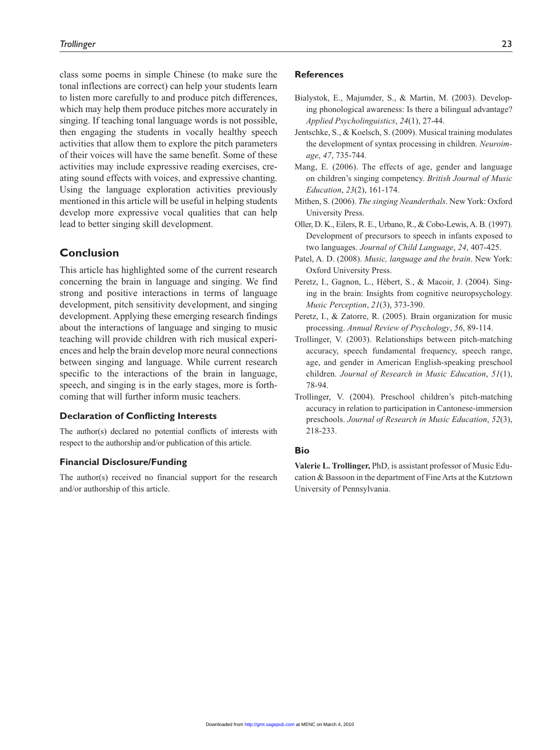class some poems in simple Chinese (to make sure the tonal inflections are correct) can help your students learn to listen more carefully to and produce pitch differences, which may help them produce pitches more accurately in singing. If teaching tonal language words is not possible, then engaging the students in vocally healthy speech activities that allow them to explore the pitch parameters of their voices will have the same benefit. Some of these activities may include expressive reading exercises, creating sound effects with voices, and expressive chanting. Using the language exploration activities previously mentioned in this article will be useful in helping students develop more expressive vocal qualities that can help lead to better singing skill development.

## Conclusion

This article has highlighted some of the current research concerning the brain in language and singing. We find strong and positive interactions in terms of language development, pitch sensitivity development, and singing development. Applying these emerging research findings about the interactions of language and singing to music teaching will provide children with rich musical experiences and help the brain develop more neural connections between singing and language. While current research specific to the interactions of the brain in language, speech, and singing is in the early stages, more is forthcoming that will further inform music teachers.

### Declaration of Conflicting Interests

The author(s) declared no potential conflicts of interests with respect to the authorship and/or publication of this article.

### Financial Disclosure/Funding

The author(s) received no financial support for the research and/or authorship of this article.

### References

Bialystok, E., Majumder, S., & Martin, M. (2003). Developing phonological awareness: Is there a bilingual advantage? *Applied Psycholinguistics*, *24*(1), 27-44.

Jentschke, S., & Koelsch, S. (2009). Musical training modulates the development of syntax processing in children. *Neuroimage*, *47*, 735-744.

Mang, E. (2006). The effects of age, gender and language on children's singing competency. *British Journal of Music Education*, *23*(2), 161-174.

Mithen, S. (2006). *The singing Neanderthals*. New York: Oxford University Press.

Oller, D. K., Eilers, R. E., Urbano, R., & Cobo-Lewis, A. B. (1997). Development of precursors to speech in infants exposed to two languages. *Journal of Child Language*, *24*, 407-425.

Patel, A. D. (2008). *Music, language and the brain*. New York: Oxford University Press.

Peretz, I., Gagnon, L., Hébert, S., & Macoir, J. (2004). Singing in the brain: Insights from cognitive neuropsychology. *Music Perception*, *21*(3), 373-390.

Peretz, I., & Zatorre, R. (2005). Brain organization for music processing. *Annual Review of Psychology*, *56*, 89-114.

Trollinger, V. (2003). Relationships between pitch-matching accuracy, speech fundamental frequency, speech range, age, and gender in American English-speaking preschool children. *Journal of Research in Music Education*, *51*(1), 78-94.

Trollinger, V. (2004). Preschool children's pitch-matching accuracy in relation to participation in Cantonese-immersion preschools. *Journal of Research in Music Education*, *52*(3), 218-233.

### Bio

**Valerie L. Trollinger,** PhD, is assistant professor of Music Education & Bassoon in the department of Fine Arts at the Kutztown University of Pennsylvania.